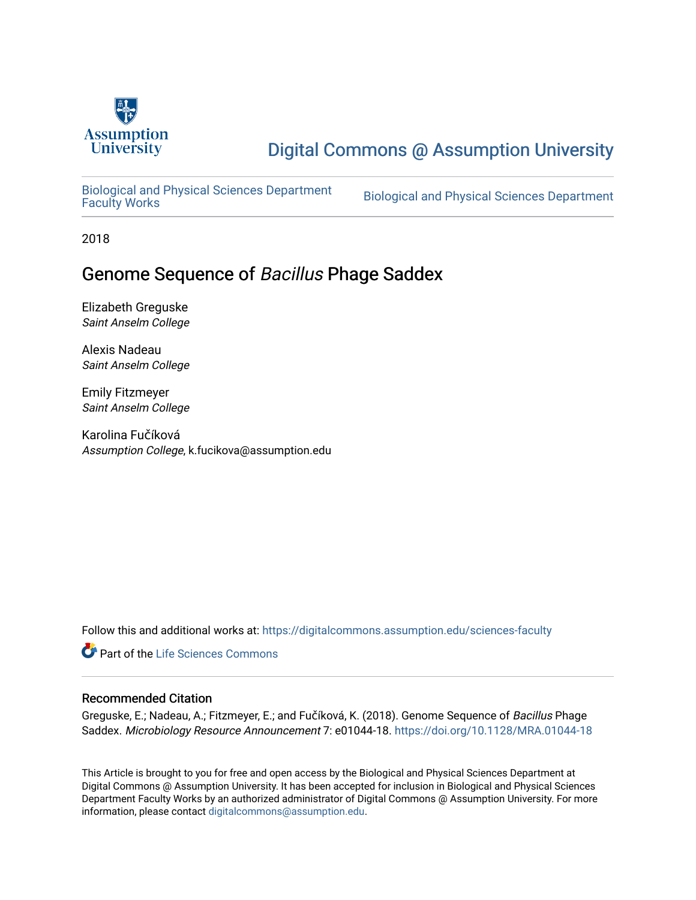Assumption University

# Digital Commons @ Assumption University

Biological and Physical Sciences Department Faculty Works | Biological and Physical Sciences Department

2018

## Genome Sequence of *Bacillus* Phage Saddex

Elizabeth Greguske
*Saint Anselm College*

Alexis Nadeau
*Saint Anselm College*

Emily Fitzmeyer
*Saint Anselm College*

Karolina Fučíková
*Assumption College*, k.fucikova@assumption.edu

Follow this and additional works at: https://digitalcommons.assumption.edu/sciences-faculty

Part of the Life Sciences Commons

### Recommended Citation

Greguske, E.; Nadeau, A.; Fitzmeyer, E.; and Fučíková, K. (2018). Genome Sequence of *Bacillus* Phage Saddex. *Microbiology Resource Announcement* 7: e01044-18. https://doi.org/10.1128/MRA.01044-18

This Article is brought to you for free and open access by the Biological and Physical Sciences Department at Digital Commons @ Assumption University. It has been accepted for inclusion in Biological and Physical Sciences Department Faculty Works by an authorized administrator of Digital Commons @ Assumption University. For more information, please contact digitalcommons@assumption.edu.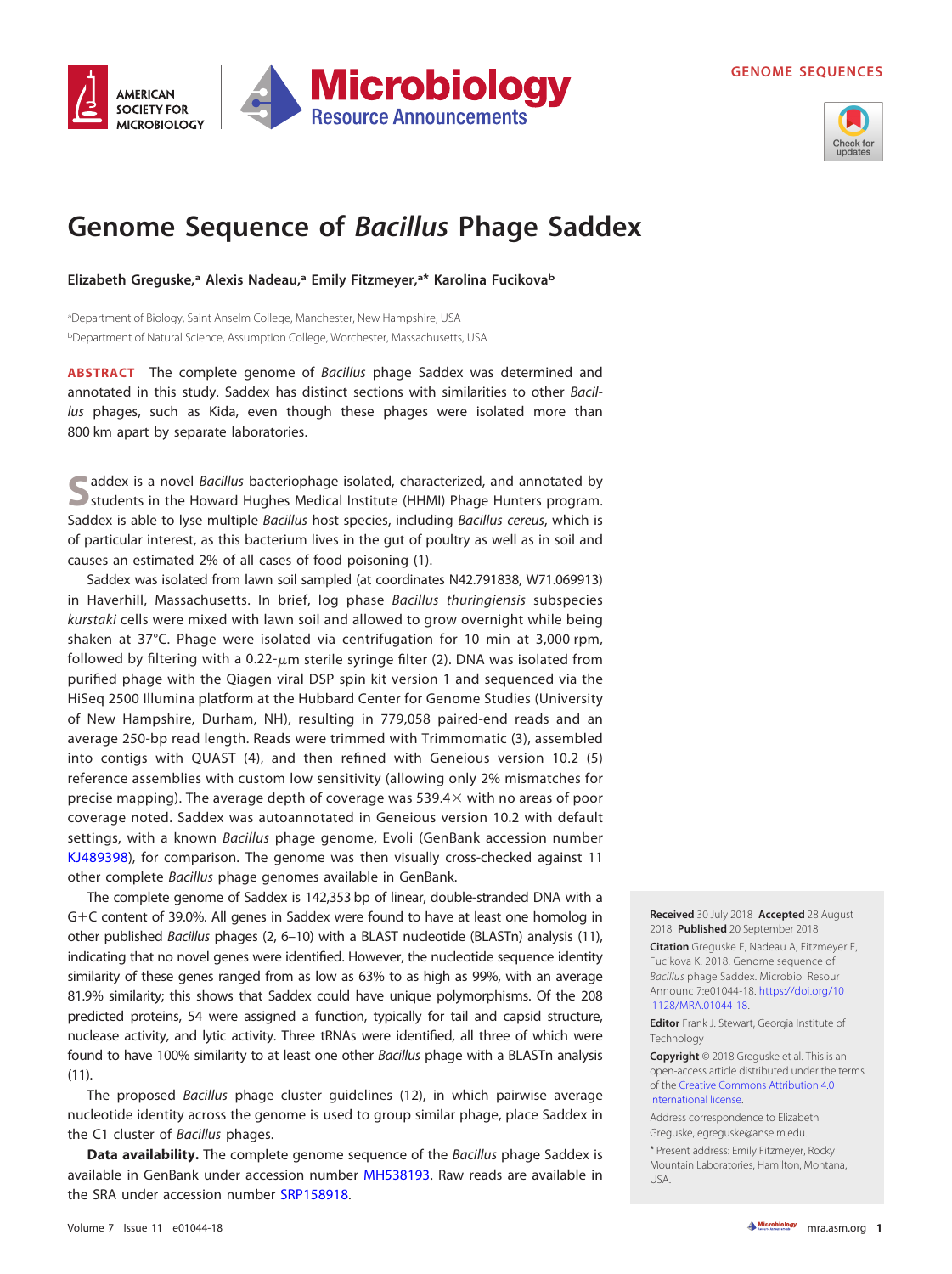GENOME SEQUENCES

# Genome Sequence of *Bacillus* Phage Saddex

**Elizabeth Greguske,[a] Alexis Nadeau,[a] Emily Fitzmeyer,[a*] Karolina Fucikova[b]**

[a]Department of Biology, Saint Anselm College, Manchester, New Hampshire, USA
[b]Department of Natural Science, Assumption College, Worchester, Massachusetts, USA

**ABSTRACT** The complete genome of *Bacillus* phage Saddex was determined and annotated in this study. Saddex has distinct sections with similarities to other *Bacillus* phages, such as Kida, even though these phages were isolated more than 800 km apart by separate laboratories.

Saddex is a novel *Bacillus* bacteriophage isolated, characterized, and annotated by students in the Howard Hughes Medical Institute (HHMI) Phage Hunters program. Saddex is able to lyse multiple *Bacillus* host species, including *Bacillus cereus*, which is of particular interest, as this bacterium lives in the gut of poultry as well as in soil and causes an estimated 2% of all cases of food poisoning (1).

Saddex was isolated from lawn soil sampled (at coordinates N42.791838, W71.069913) in Haverhill, Massachusetts. In brief, log phase *Bacillus thuringiensis* subspecies *kurstaki* cells were mixed with lawn soil and allowed to grow overnight while being shaken at 37°C. Phage were isolated via centrifugation for 10 min at 3,000 rpm, followed by filtering with a 0.22-$\mu$m sterile syringe filter (2). DNA was isolated from purified phage with the Qiagen viral DSP spin kit version 1 and sequenced via the HiSeq 2500 Illumina platform at the Hubbard Center for Genome Studies (University of New Hampshire, Durham, NH), resulting in 779,058 paired-end reads and an average 250-bp read length. Reads were trimmed with Trimmomatic (3), assembled into contigs with QUAST (4), and then refined with Geneious version 10.2 (5) reference assemblies with custom low sensitivity (allowing only 2% mismatches for precise mapping). The average depth of coverage was 539.4× with no areas of poor coverage noted. Saddex was autoannotated in Geneious version 10.2 with default settings, with a known *Bacillus* phage genome, Evoli (GenBank accession number KJ489398), for comparison. The genome was then visually cross-checked against 11 other complete *Bacillus* phage genomes available in GenBank.

The complete genome of Saddex is 142,353 bp of linear, double-stranded DNA with a G+C content of 39.0%. All genes in Saddex were found to have at least one homolog in other published *Bacillus* phages (2, 6–10) with a BLAST nucleotide (BLASTn) analysis (11), indicating that no novel genes were identified. However, the nucleotide sequence identity similarity of these genes ranged from as low as 63% to as high as 99%, with an average 81.9% similarity; this shows that Saddex could have unique polymorphisms. Of the 208 predicted proteins, 54 were assigned a function, typically for tail and capsid structure, nuclease activity, and lytic activity. Three tRNAs were identified, all three of which were found to have 100% similarity to at least one other *Bacillus* phage with a BLASTn analysis (11).

The proposed *Bacillus* phage cluster guidelines (12), in which pairwise average nucleotide identity across the genome is used to group similar phage, place Saddex in the C1 cluster of *Bacillus* phages.

**Data availability.** The complete genome sequence of the *Bacillus* phage Saddex is available in GenBank under accession number MH538193. Raw reads are available in the SRA under accession number SRP158918.

**Received** 30 July 2018 **Accepted** 28 August 2018 **Published** 20 September 2018

**Citation** Greguske E, Nadeau A, Fitzmeyer E, Fucikova K. 2018. Genome sequence of *Bacillus* phage Saddex. Microbiol Resour Announc 7:e01044-18. https://doi.org/10.1128/MRA.01044-18.

**Editor** Frank J. Stewart, Georgia Institute of Technology

**Copyright** © 2018 Greguske et al. This is an open-access article distributed under the terms of the Creative Commons Attribution 4.0 International license.

Address correspondence to Elizabeth Greguske, egreguske@anselm.edu.

* Present address: Emily Fitzmeyer, Rocky Mountain Laboratories, Hamilton, Montana, USA.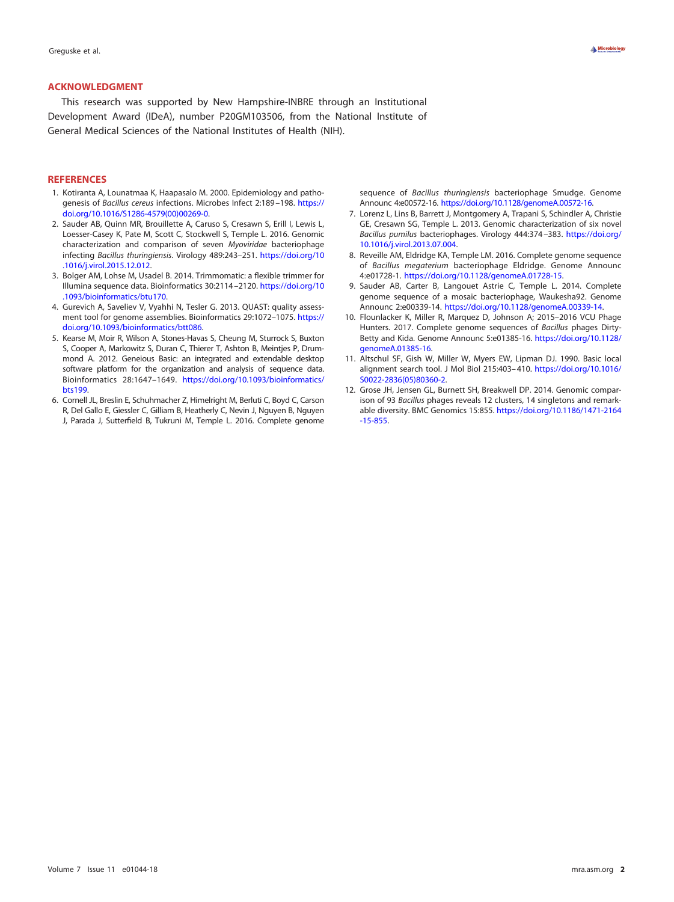## ACKNOWLEDGMENT

This research was supported by New Hampshire-INBRE through an Institutional Development Award (IDeA), number P20GM103506, from the National Institute of General Medical Sciences of the National Institutes of Health (NIH).

## REFERENCES

1. Kotiranta A, Lounatmaa K, Haapasalo M. 2000. Epidemiology and pathogenesis of *Bacillus cereus* infections. Microbes Infect 2:189–198. https://doi.org/10.1016/S1286-4579(00)00269-0.
2. Sauder AB, Quinn MR, Brouillette A, Caruso S, Cresawn S, Erill I, Lewis L, Loesser-Casey K, Pate M, Scott C, Stockwell S, Temple L. 2016. Genomic characterization and comparison of seven *Myoviridae* bacteriophage infecting *Bacillus thuringiensis*. Virology 489:243–251. https://doi.org/10.1016/j.virol.2015.12.012.
3. Bolger AM, Lohse M, Usadel B. 2014. Trimmomatic: a flexible trimmer for Illumina sequence data. Bioinformatics 30:2114–2120. https://doi.org/10.1093/bioinformatics/btu170.
4. Gurevich A, Saveliev V, Vyahhi N, Tesler G. 2013. QUAST: quality assessment tool for genome assemblies. Bioinformatics 29:1072–1075. https://doi.org/10.1093/bioinformatics/btt086.
5. Kearse M, Moir R, Wilson A, Stones-Havas S, Cheung M, Sturrock S, Buxton S, Cooper A, Markowitz S, Duran C, Thierer T, Ashton B, Meintjes P, Drummond A. 2012. Geneious Basic: an integrated and extendable desktop software platform for the organization and analysis of sequence data. Bioinformatics 28:1647–1649. https://doi.org/10.1093/bioinformatics/bts199.
6. Cornell JL, Breslin E, Schuhmacher Z, Himelright M, Berluti C, Boyd C, Carson R, Del Gallo E, Giessler C, Gilliam B, Heatherly C, Nevin J, Nguyen B, Nguyen J, Parada J, Sutterfield B, Tukruni M, Temple L. 2016. Complete genome sequence of *Bacillus thuringiensis* bacteriophage Smudge. Genome Announc 4:e00572-16. https://doi.org/10.1128/genomeA.00572-16.
7. Lorenz L, Lins B, Barrett J, Montgomery A, Trapani S, Schindler A, Christie GE, Cresawn SG, Temple L. 2013. Genomic characterization of six novel *Bacillus pumilus* bacteriophages. Virology 444:374–383. https://doi.org/10.1016/j.virol.2013.07.004.
8. Reveille AM, Eldridge KA, Temple LM. 2016. Complete genome sequence of *Bacillus megaterium* bacteriophage Eldridge. Genome Announc 4:e01728-1. https://doi.org/10.1128/genomeA.01728-15.
9. Sauder AB, Carter B, Langouet Astrie C, Temple L. 2014. Complete genome sequence of a mosaic bacteriophage, Waukesha92. Genome Announc 2:e00339-14. https://doi.org/10.1128/genomeA.00339-14.
10. Flounlacker K, Miller R, Marquez D, Johnson A; 2015–2016 VCU Phage Hunters. 2017. Complete genome sequences of *Bacillus* phages Dirty-Betty and Kida. Genome Announc 5:e01385-16. https://doi.org/10.1128/genomeA.01385-16.
11. Altschul SF, Gish W, Miller W, Myers EW, Lipman DJ. 1990. Basic local alignment search tool. J Mol Biol 215:403–410. https://doi.org/10.1016/S0022-2836(05)80360-2.
12. Grose JH, Jensen GL, Burnett SH, Breakwell DP. 2014. Genomic comparison of 93 *Bacillus* phages reveals 12 clusters, 14 singletons and remarkable diversity. BMC Genomics 15:855. https://doi.org/10.1186/1471-2164-15-855.